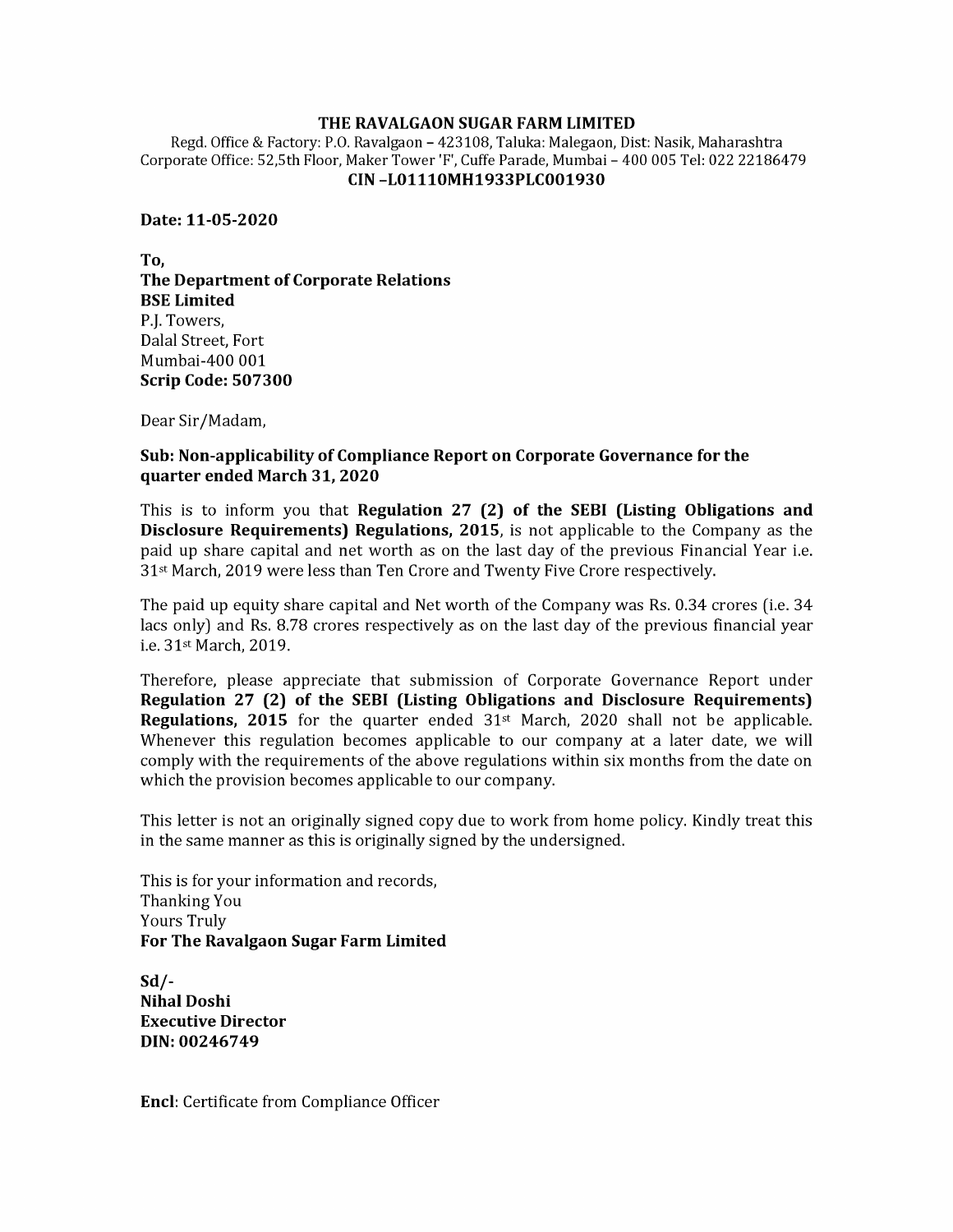**THE RAVALGAON SUGAR FARM LIMITED**

Regd. Office & Factory: P.O. Ravalgaon – 423108, Taluka: Malegaon, Dist: Nasik, Maharashtra
Corporate Office: 52,5th Floor, Maker Tower 'F', Cuffe Parade, Mumbai – 400 005 Tel: 022 22186479
**CIN –L01110MH1933PLC001930**

**Date: 11-05-2020**

**To,**
**The Department of Corporate Relations**
**BSE Limited**
P.J. Towers,
Dalal Street, Fort
Mumbai-400 001
**Scrip Code: 507300**

Dear Sir/Madam,

**Sub: Non-applicability of Compliance Report on Corporate Governance for the quarter ended March 31, 2020**

This is to inform you that **Regulation 27 (2) of the SEBI (Listing Obligations and Disclosure Requirements) Regulations, 2015**, is not applicable to the Company as the paid up share capital and net worth as on the last day of the previous Financial Year i.e. 31st March, 2019 were less than Ten Crore and Twenty Five Crore respectively.

The paid up equity share capital and Net worth of the Company was Rs. 0.34 crores (i.e. 34 lacs only) and Rs. 8.78 crores respectively as on the last day of the previous financial year i.e. 31st March, 2019.

Therefore, please appreciate that submission of Corporate Governance Report under **Regulation 27 (2) of the SEBI (Listing Obligations and Disclosure Requirements) Regulations, 2015** for the quarter ended 31st March, 2020 shall not be applicable. Whenever this regulation becomes applicable to our company at a later date, we will comply with the requirements of the above regulations within six months from the date on which the provision becomes applicable to our company.

This letter is not an originally signed copy due to work from home policy. Kindly treat this in the same manner as this is originally signed by the undersigned.

This is for your information and records,
Thanking You
Yours Truly
**For The Ravalgaon Sugar Farm Limited**

**Sd/-**
**Nihal Doshi**
**Executive Director**
**DIN: 00246749**

**Encl**: Certificate from Compliance Officer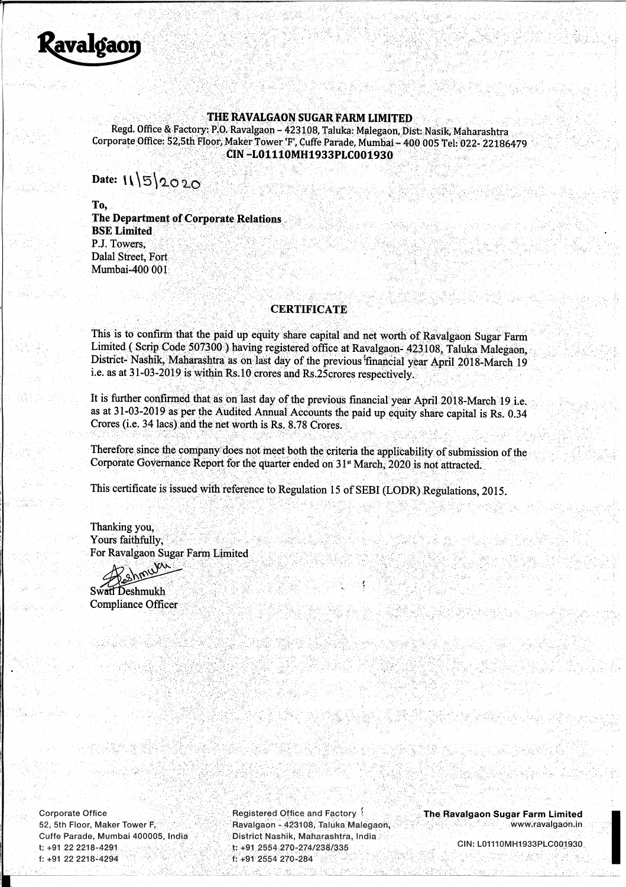Ravalgaon

**THE RAVALGAON SUGAR FARM LIMITED**

Regd. Office & Factory: P.O. Ravalgaon – 423108, Taluka: Malegaon, Dist: Nasik, Maharashtra
Corporate Office: 52,5th Floor, Maker Tower 'F', Cuffe Parade, Mumbai – 400 005 Tel: 022- 22186479
**CIN -L01110MH1933PLC001930**

**Date:** 11\5\2020

**To,**
**The Department of Corporate Relations**
**BSE Limited**
P.J. Towers,
Dalal Street, Fort
Mumbai-400 001

## CERTIFICATE

This is to confirm that the paid up equity share capital and net worth of Ravalgaon Sugar Farm Limited ( Scrip Code 507300 ) having registered office at Ravalgaon- 423108, Taluka Malegaon, District- Nashik, Maharashtra as on last day of the previous financial year April 2018-March 19 i.e. as at 31-03-2019 is within Rs.10 crores and Rs.25crores respectively.

It is further confirmed that as on last day of the previous financial year April 2018-March 19 i.e. as at 31-03-2019 as per the Audited Annual Accounts the paid up equity share capital is Rs. 0.34 Crores (i.e. 34 lacs) and the net worth is Rs. 8.78 Crores.

Therefore since the company does not meet both the criteria the applicability of submission of the Corporate Governance Report for the quarter ended on 31st March, 2020 is not attracted.

This certificate is issued with reference to Regulation 15 of SEBI (LODR) Regulations, 2015.

Thanking you,
Yours faithfully,
For Ravalgaon Sugar Farm Limited

Swati Deshmukh
Compliance Officer

Corporate Office
52, 5th Floor, Maker Tower F,
Cuffe Parade, Mumbai 400005, India
t: +91 22 2218-4291
f: +91 22 2218-4294

Registered Office and Factory
Ravalgaon - 423108, Taluka Malegaon,
District Nashik, Maharashtra, India
t: +91 2554 270-274/238/335
f: +91 2554 270-284

**The Ravalgaon Sugar Farm Limited**
www.ravalgaon.in

CIN: L01110MH1933PLC001930